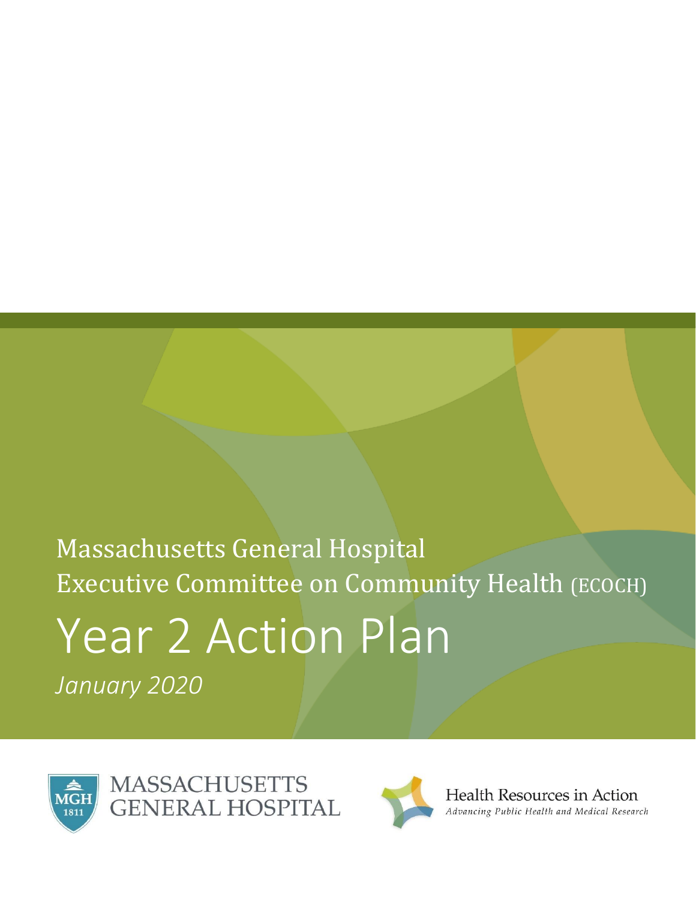Massachusetts General Hospital

Executive Committee on Community Health (ECOCH)

# Year 2 Action Plan

*January 2020*

MASSACHUSETTS GENERAL HOSPITAL

Health Resources in Action

*Advancing Public Health and Medical Research*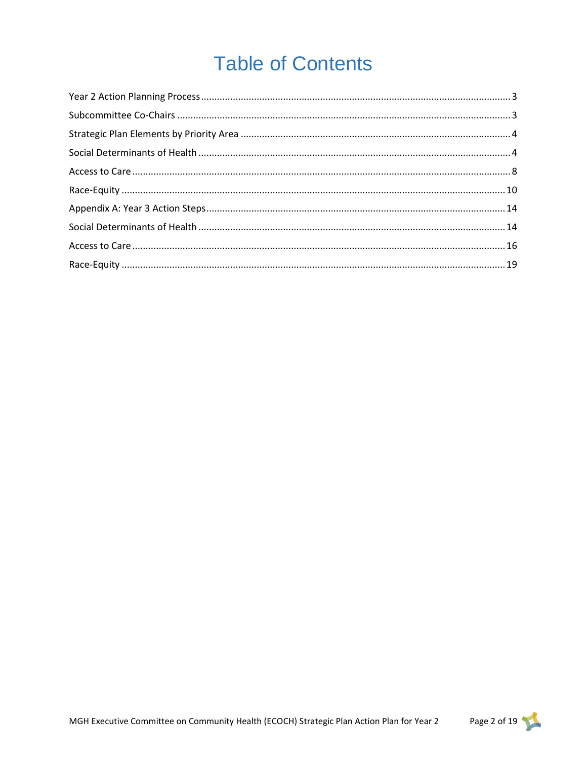# Table of Contents

Year 2 Action Planning Process ........ 3

Subcommittee Co-Chairs ........ 3

Strategic Plan Elements by Priority Area ........ 4

Social Determinants of Health ........ 4

Access to Care ........ 8

Race-Equity ........ 10

Appendix A: Year 3 Action Steps ........ 14

Social Determinants of Health ........ 14

Access to Care ........ 16

Race-Equity ........ 19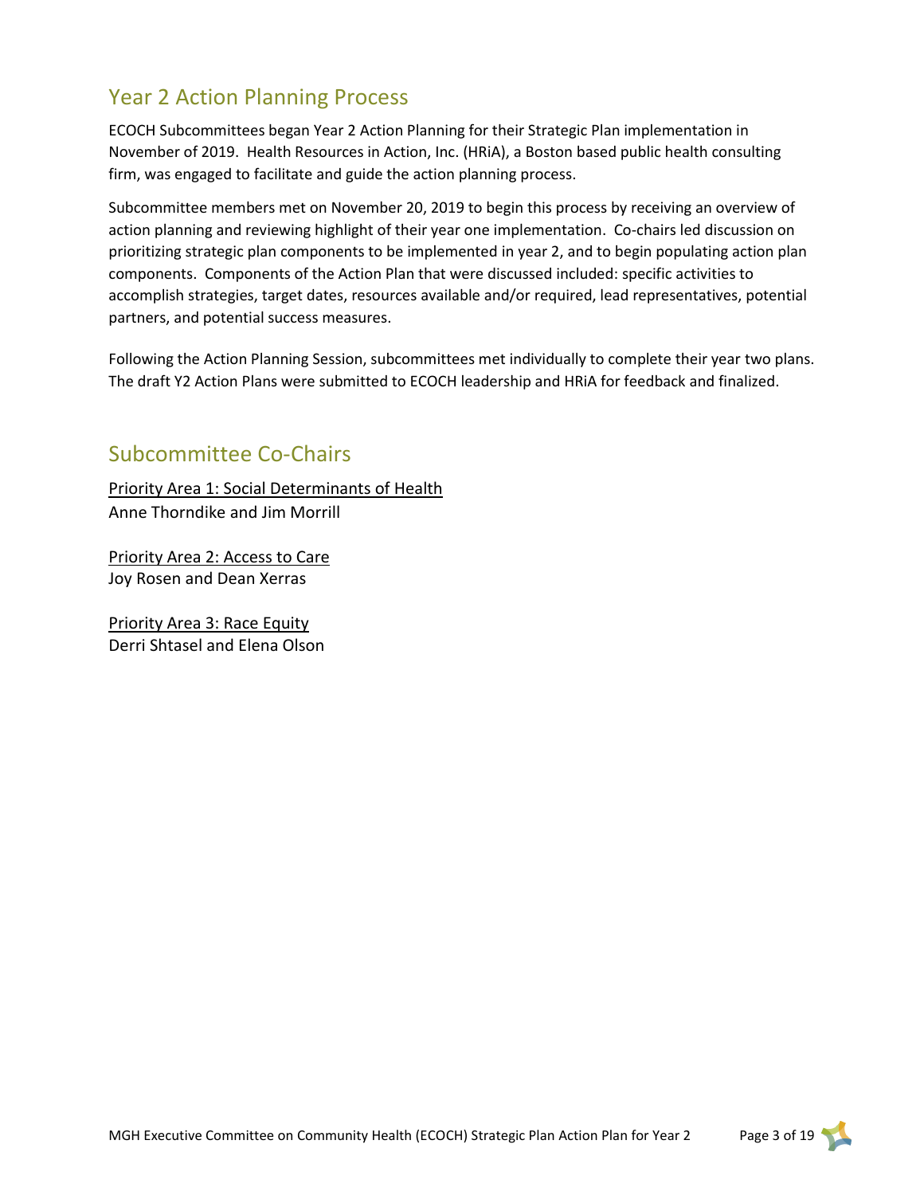## Year 2 Action Planning Process

ECOCH Subcommittees began Year 2 Action Planning for their Strategic Plan implementation in November of 2019. Health Resources in Action, Inc. (HRiA), a Boston based public health consulting firm, was engaged to facilitate and guide the action planning process.

Subcommittee members met on November 20, 2019 to begin this process by receiving an overview of action planning and reviewing highlight of their year one implementation. Co-chairs led discussion on prioritizing strategic plan components to be implemented in year 2, and to begin populating action plan components. Components of the Action Plan that were discussed included: specific activities to accomplish strategies, target dates, resources available and/or required, lead representatives, potential partners, and potential success measures.

Following the Action Planning Session, subcommittees met individually to complete their year two plans. The draft Y2 Action Plans were submitted to ECOCH leadership and HRiA for feedback and finalized.

## Subcommittee Co-Chairs

<u>Priority Area 1: Social Determinants of Health</u>
Anne Thorndike and Jim Morrill

<u>Priority Area 2: Access to Care</u>
Joy Rosen and Dean Xerras

<u>Priority Area 3: Race Equity</u>
Derri Shtasel and Elena Olson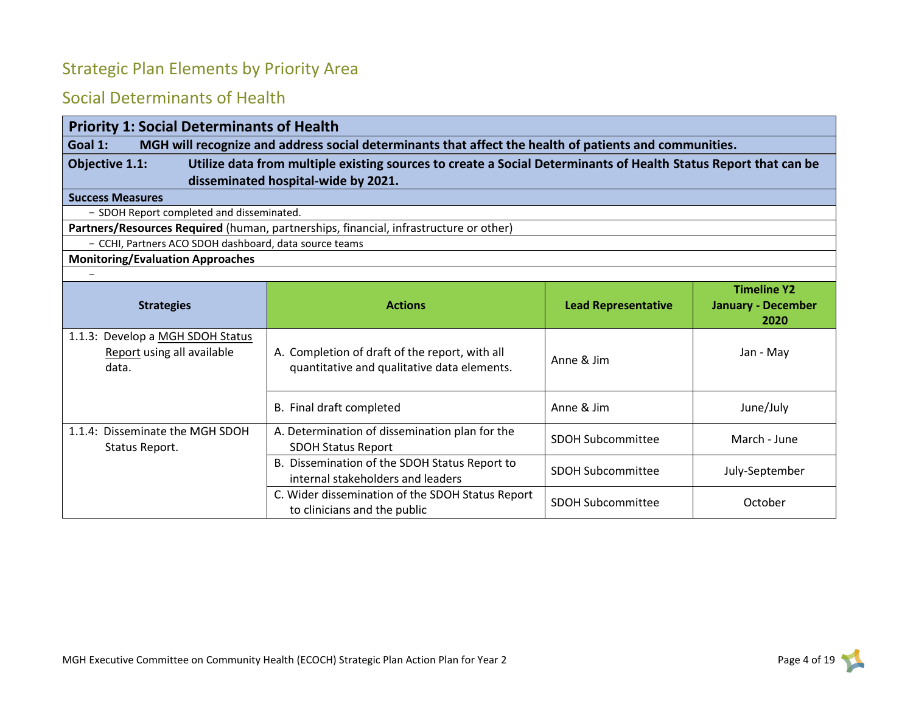## Strategic Plan Elements by Priority Area

## Social Determinants of Health

**Priority 1: Social Determinants of Health**

**Goal 1:** **MGH will recognize and address social determinants that affect the health of patients and communities.**

**Objective 1.1:** **Utilize data from multiple existing sources to create a Social Determinants of Health Status Report that can be disseminated hospital-wide by 2021.**

**Success Measures**

- SDOH Report completed and disseminated.

**Partners/Resources Required** (human, partnerships, financial, infrastructure or other)

- CCHI, Partners ACO SDOH dashboard, data source teams

**Monitoring/Evaluation Approaches**

-

| Strategies | Actions | Lead Representative | Timeline Y2 January - December 2020 |
|---|---|---|---|
| 1.1.3: Develop a <u>MGH SDOH Status Report</u> using all available data. | A. Completion of draft of the report, with all quantitative and qualitative data elements. | Anne & Jim | Jan - May |
| | B. Final draft completed | Anne & Jim | June/July |
| 1.1.4: Disseminate the MGH SDOH Status Report. | A. Determination of dissemination plan for the SDOH Status Report | SDOH Subcommittee | March - June |
| | B. Dissemination of the SDOH Status Report to internal stakeholders and leaders | SDOH Subcommittee | July-September |
| | C. Wider dissemination of the SDOH Status Report to clinicians and the public | SDOH Subcommittee | October |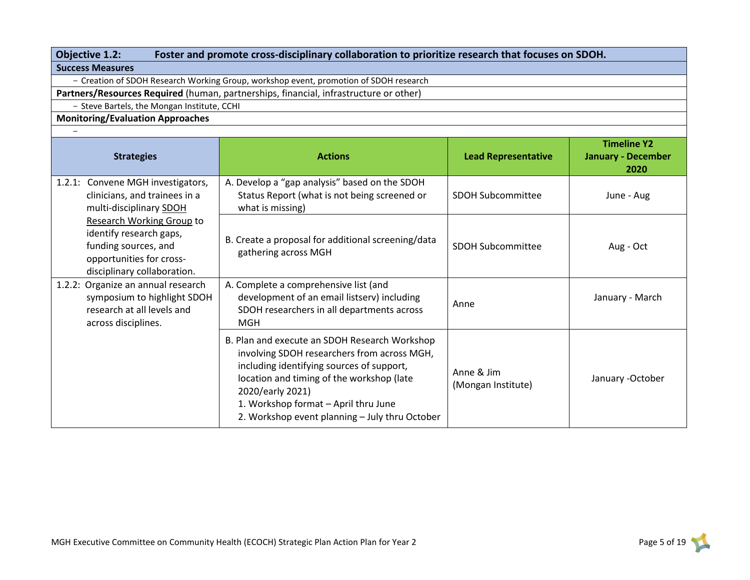**Objective 1.2: Foster and promote cross-disciplinary collaboration to prioritize research that focuses on SDOH.**

**Success Measures**

- Creation of SDOH Research Working Group, workshop event, promotion of SDOH research

**Partners/Resources Required** (human, partnerships, financial, infrastructure or other)

- Steve Bartels, the Mongan Institute, CCHI

**Monitoring/Evaluation Approaches**

-

| Strategies | Actions | Lead Representative | Timeline Y2 January - December 2020 |
|---|---|---|---|
| 1.2.1: Convene MGH investigators, clinicians, and trainees in a multi-disciplinary SDOH Research Working Group to identify research gaps, funding sources, and opportunities for cross-disciplinary collaboration. | A. Develop a "gap analysis" based on the SDOH Status Report (what is not being screened or what is missing) | SDOH Subcommittee | June - Aug |
| | B. Create a proposal for additional screening/data gathering across MGH | SDOH Subcommittee | Aug - Oct |
| 1.2.2: Organize an annual research symposium to highlight SDOH research at all levels and across disciplines. | A. Complete a comprehensive list (and development of an email listserv) including SDOH researchers in all departments across MGH | Anne | January - March |
| | B. Plan and execute an SDOH Research Workshop involving SDOH researchers from across MGH, including identifying sources of support, location and timing of the workshop (late 2020/early 2021)<br>1. Workshop format – April thru June<br>2. Workshop event planning – July thru October | Anne & Jim (Mongan Institute) | January -October |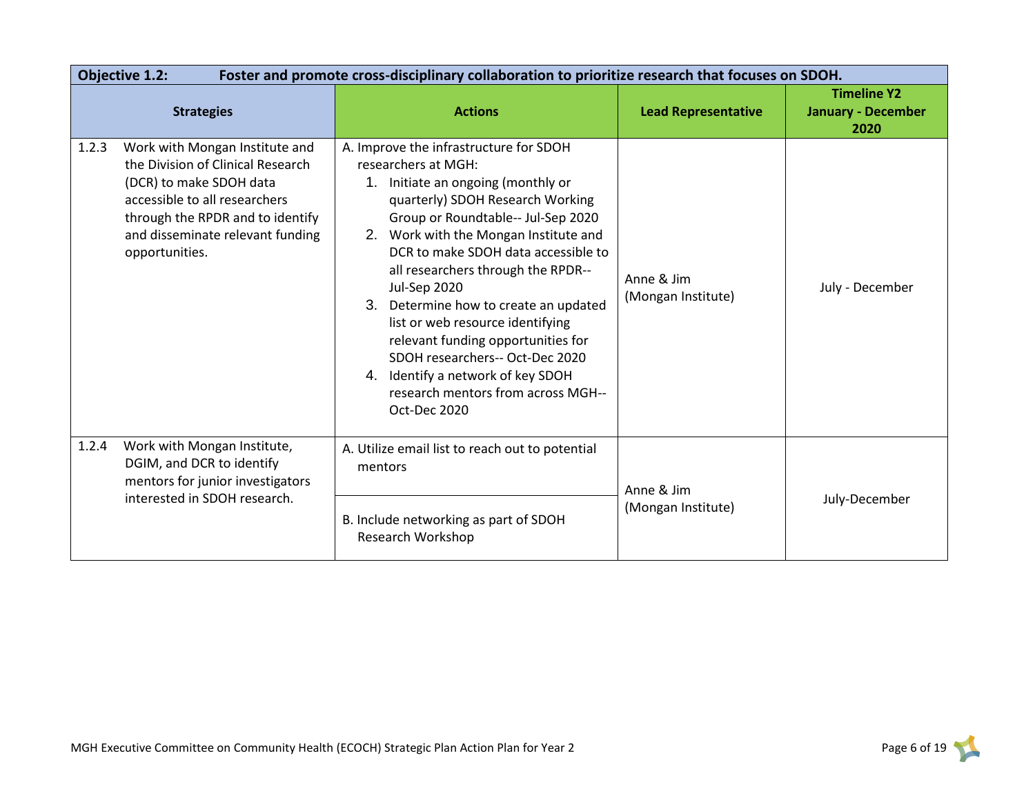| Objective 1.2: | Foster and promote cross-disciplinary collaboration to prioritize research that focuses on SDOH. | | |
|---|---|---|---|
| **Strategies** | **Actions** | **Lead Representative** | **Timeline Y2 January - December 2020** |
| 1.2.3 Work with Mongan Institute and the Division of Clinical Research (DCR) to make SDOH data accessible to all researchers through the RPDR and to identify and disseminate relevant funding opportunities. | A. Improve the infrastructure for SDOH researchers at MGH:<br>1. Initiate an ongoing (monthly or quarterly) SDOH Research Working Group or Roundtable-- Jul-Sep 2020<br>2. Work with the Mongan Institute and DCR to make SDOH data accessible to all researchers through the RPDR-- Jul-Sep 2020<br>3. Determine how to create an updated list or web resource identifying relevant funding opportunities for SDOH researchers-- Oct-Dec 2020<br>4. Identify a network of key SDOH research mentors from across MGH-- Oct-Dec 2020 | Anne & Jim (Mongan Institute) | July - December |
| 1.2.4 Work with Mongan Institute, DGIM, and DCR to identify mentors for junior investigators interested in SDOH research. | A. Utilize email list to reach out to potential mentors<br><br>B. Include networking as part of SDOH Research Workshop | Anne & Jim (Mongan Institute) | July-December |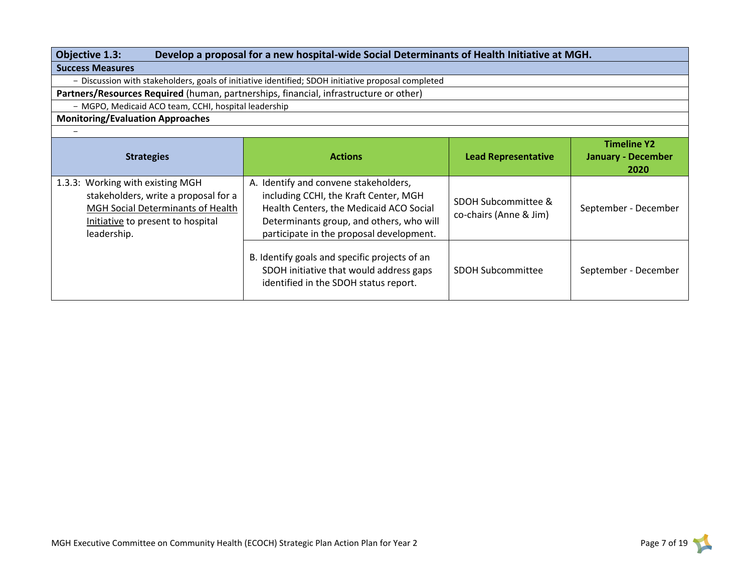**Objective 1.3:** **Develop a proposal for a new hospital-wide Social Determinants of Health Initiative at MGH.**

**Success Measures**

- Discussion with stakeholders, goals of initiative identified; SDOH initiative proposal completed

**Partners/Resources Required** (human, partnerships, financial, infrastructure or other)

- MGPO, Medicaid ACO team, CCHI, hospital leadership

**Monitoring/Evaluation Approaches**

-

| Strategies | Actions | Lead Representative | Timeline Y2 January - December 2020 |
|---|---|---|---|
| 1.3.3: Working with existing MGH stakeholders, write a proposal for a MGH Social Determinants of Health Initiative to present to hospital leadership. | A. Identify and convene stakeholders, including CCHI, the Kraft Center, MGH Health Centers, the Medicaid ACO Social Determinants group, and others, who will participate in the proposal development. | SDOH Subcommittee & co-chairs (Anne & Jim) | September - December |
| | B. Identify goals and specific projects of an SDOH initiative that would address gaps identified in the SDOH status report. | SDOH Subcommittee | September - December |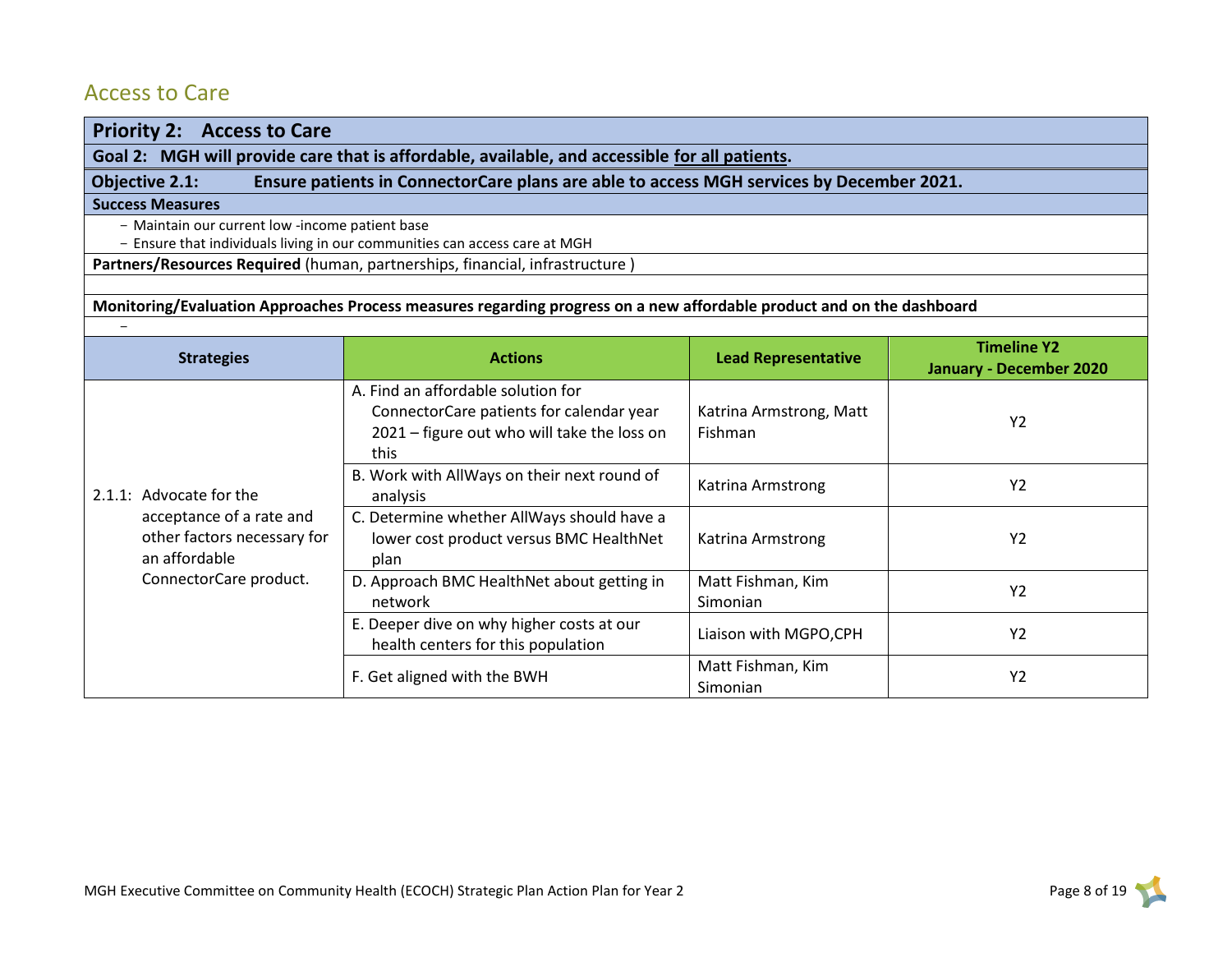## Access to Care

**Priority 2: Access to Care**

**Goal 2: MGH will provide care that is affordable, available, and accessible for all patients.**

**Objective 2.1: Ensure patients in ConnectorCare plans are able to access MGH services by December 2021.**

**Success Measures**

- Maintain our current low -income patient base
- Ensure that individuals living in our communities can access care at MGH

**Partners/Resources Required** (human, partnerships, financial, infrastructure )

**Monitoring/Evaluation Approaches Process measures regarding progress on a new affordable product and on the dashboard**

| Strategies | Actions | Lead Representative | Timeline Y2 January - December 2020 |
|---|---|---|---|
| 2.1.1: Advocate for the acceptance of a rate and other factors necessary for an affordable ConnectorCare product. | A. Find an affordable solution for ConnectorCare patients for calendar year 2021 – figure out who will take the loss on this | Katrina Armstrong, Matt Fishman | Y2 |
| | B. Work with AllWays on their next round of analysis | Katrina Armstrong | Y2 |
| | C. Determine whether AllWays should have a lower cost product versus BMC HealthNet plan | Katrina Armstrong | Y2 |
| | D. Approach BMC HealthNet about getting in network | Matt Fishman, Kim Simonian | Y2 |
| | E. Deeper dive on why higher costs at our health centers for this population | Liaison with MGPO,CPH | Y2 |
| | F. Get aligned with the BWH | Matt Fishman, Kim Simonian | Y2 |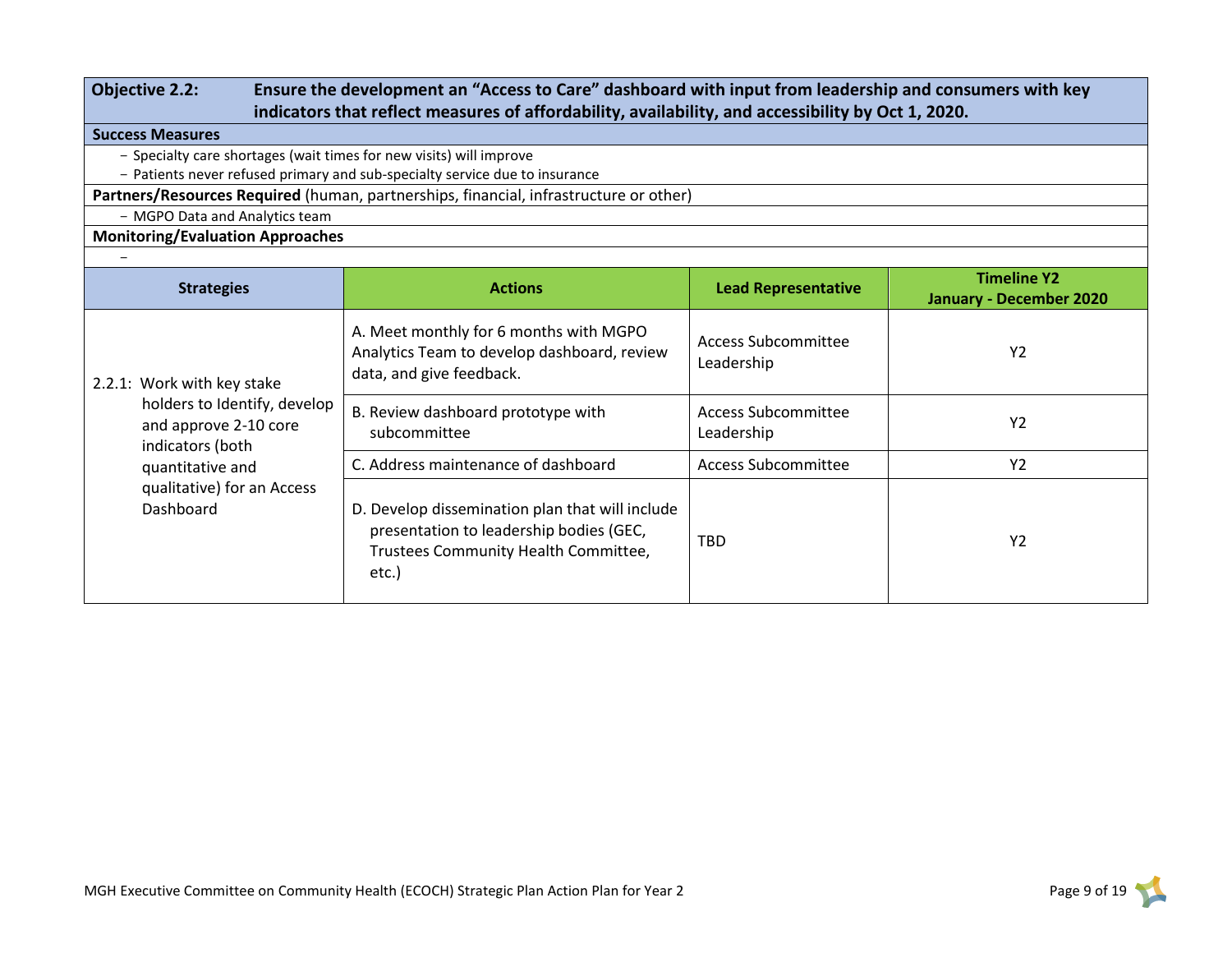**Objective 2.2:** **Ensure the development an "Access to Care" dashboard with input from leadership and consumers with key indicators that reflect measures of affordability, availability, and accessibility by Oct 1, 2020.**

**Success Measures**

- Specialty care shortages (wait times for new visits) will improve
- Patients never refused primary and sub-specialty service due to insurance

**Partners/Resources Required** (human, partnerships, financial, infrastructure or other)

- MGPO Data and Analytics team

**Monitoring/Evaluation Approaches**

-

| Strategies | Actions | Lead Representative | Timeline Y2 January - December 2020 |
|---|---|---|---|
| 2.2.1: Work with key stake holders to Identify, develop and approve 2-10 core indicators (both quantitative and qualitative) for an Access Dashboard | A. Meet monthly for 6 months with MGPO Analytics Team to develop dashboard, review data, and give feedback. | Access Subcommittee Leadership | Y2 |
| | B. Review dashboard prototype with subcommittee | Access Subcommittee Leadership | Y2 |
| | C. Address maintenance of dashboard | Access Subcommittee | Y2 |
| | D. Develop dissemination plan that will include presentation to leadership bodies (GEC, Trustees Community Health Committee, etc.) | TBD | Y2 |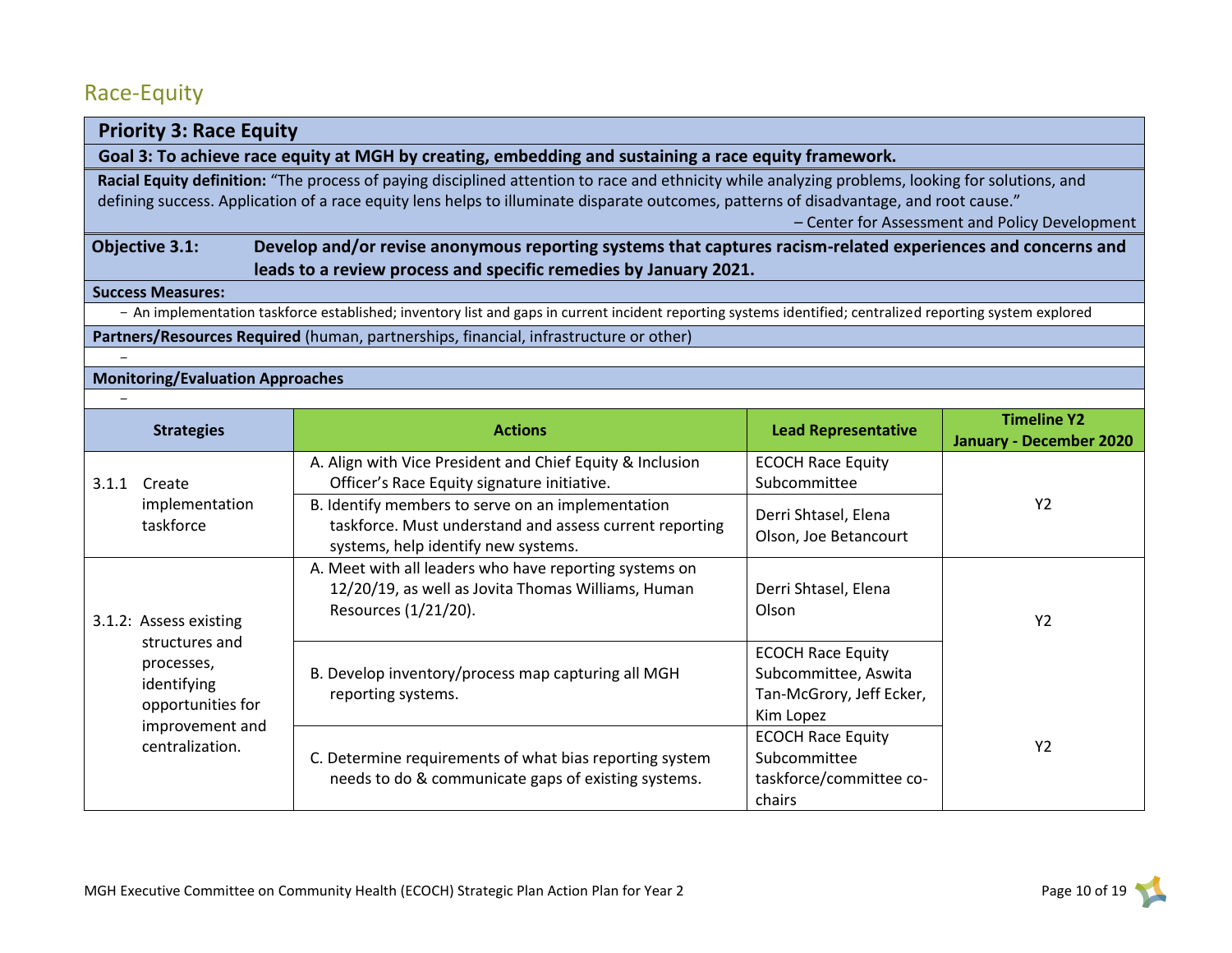## Race-Equity

**Priority 3: Race Equity**

**Goal 3: To achieve race equity at MGH by creating, embedding and sustaining a race equity framework.**

**Racial Equity definition:** "The process of paying disciplined attention to race and ethnicity while analyzing problems, looking for solutions, and defining success. Application of a race equity lens helps to illuminate disparate outcomes, patterns of disadvantage, and root cause."

– Center for Assessment and Policy Development

**Objective 3.1:** **Develop and/or revise anonymous reporting systems that captures racism-related experiences and concerns and leads to a review process and specific remedies by January 2021.**

**Success Measures:**

- An implementation taskforce established; inventory list and gaps in current incident reporting systems identified; centralized reporting system explored

**Partners/Resources Required** (human, partnerships, financial, infrastructure or other)

-

**Monitoring/Evaluation Approaches**

-

| Strategies | Actions | Lead Representative | Timeline Y2 January - December 2020 |
|---|---|---|---|
| 3.1.1 Create implementation taskforce | A. Align with Vice President and Chief Equity & Inclusion Officer's Race Equity signature initiative. | ECOCH Race Equity Subcommittee | Y2 |
| | B. Identify members to serve on an implementation taskforce. Must understand and assess current reporting systems, help identify new systems. | Derri Shtasel, Elena Olson, Joe Betancourt | |
| 3.1.2: Assess existing structures and processes, identifying opportunities for improvement and centralization. | A. Meet with all leaders who have reporting systems on 12/20/19, as well as Jovita Thomas Williams, Human Resources (1/21/20). | Derri Shtasel, Elena Olson | Y2 |
| | B. Develop inventory/process map capturing all MGH reporting systems. | ECOCH Race Equity Subcommittee, Aswita Tan-McGrory, Jeff Ecker, Kim Lopez | |
| | C. Determine requirements of what bias reporting system needs to do & communicate gaps of existing systems. | ECOCH Race Equity Subcommittee taskforce/committee co-chairs | Y2 |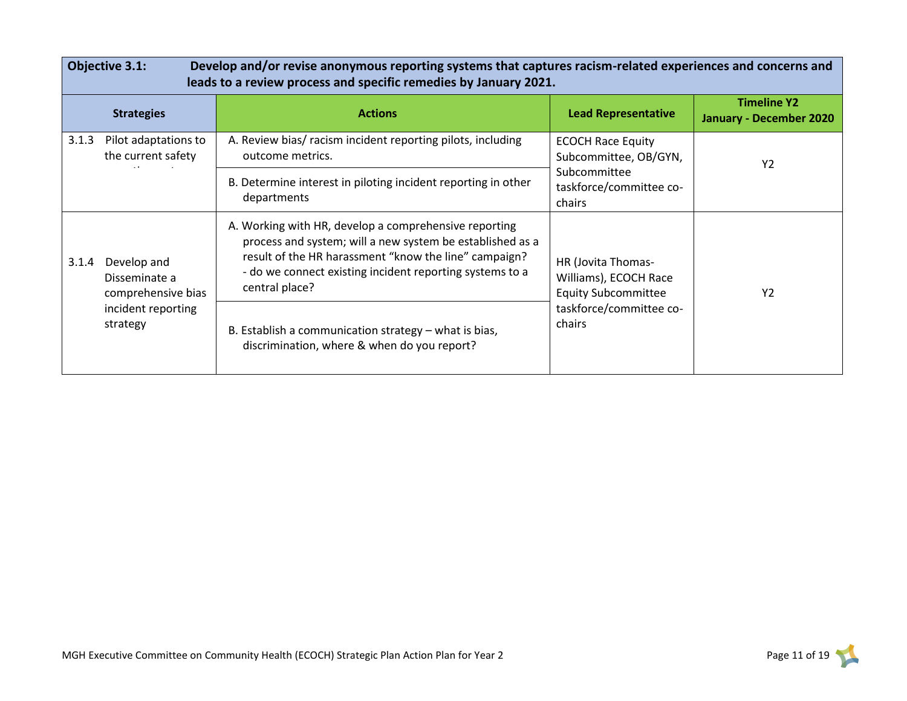| **Objective 3.1:** Develop and/or revise anonymous reporting systems that captures racism-related experiences and concerns and leads to a review process and specific remedies by January 2021. | | | |
|---|---|---|---|
| **Strategies** | **Actions** | **Lead Representative** | **Timeline Y2 January - December 2020** |
| 3.1.3 Pilot adaptations to the current safety ... | A. Review bias/ racism incident reporting pilots, including outcome metrics. | ECOCH Race Equity Subcommittee, OB/GYN, Subcommittee taskforce/committee co-chairs | Y2 |
| | B. Determine interest in piloting incident reporting in other departments | | |
| 3.1.4 Develop and Disseminate a comprehensive bias incident reporting strategy | A. Working with HR, develop a comprehensive reporting process and system; will a new system be established as a result of the HR harassment "know the line" campaign? - do we connect existing incident reporting systems to a central place? | HR (Jovita Thomas-Williams), ECOCH Race Equity Subcommittee taskforce/committee co-chairs | Y2 |
| | B. Establish a communication strategy – what is bias, discrimination, where & when do you report? | | |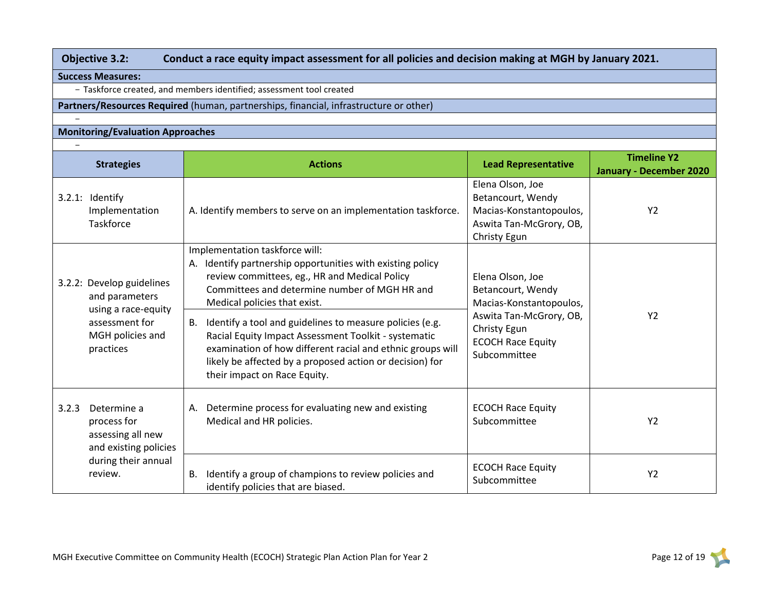**Objective 3.2:** **Conduct a race equity impact assessment for all policies and decision making at MGH by January 2021.**

**Success Measures:**

- Taskforce created, and members identified; assessment tool created

**Partners/Resources Required** (human, partnerships, financial, infrastructure or other)

-

**Monitoring/Evaluation Approaches**

-

| Strategies | Actions | Lead Representative | Timeline Y2 January - December 2020 |
|---|---|---|---|
| 3.2.1: Identify Implementation Taskforce | A. Identify members to serve on an implementation taskforce. | Elena Olson, Joe Betancourt, Wendy Macias-Konstantopoulos, Aswita Tan-McGrory, OB, Christy Egun | Y2 |
| 3.2.2: Develop guidelines and parameters using a race-equity assessment for MGH policies and practices | Implementation taskforce will:<br>A. Identify partnership opportunities with existing policy review committees, eg., HR and Medical Policy Committees and determine number of MGH HR and Medical policies that exist. | Elena Olson, Joe Betancourt, Wendy Macias-Konstantopoulos, Aswita Tan-McGrory, OB, Christy Egun<br>ECOCH Race Equity Subcommittee | Y2 |
| | B. Identify a tool and guidelines to measure policies (e.g. Racial Equity Impact Assessment Toolkit - systematic examination of how different racial and ethnic groups will likely be affected by a proposed action or decision) for their impact on Race Equity. | | |
| 3.2.3 Determine a process for assessing all new and existing policies during their annual review. | A. Determine process for evaluating new and existing Medical and HR policies. | ECOCH Race Equity Subcommittee | Y2 |
| | B. Identify a group of champions to review policies and identify policies that are biased. | ECOCH Race Equity Subcommittee | Y2 |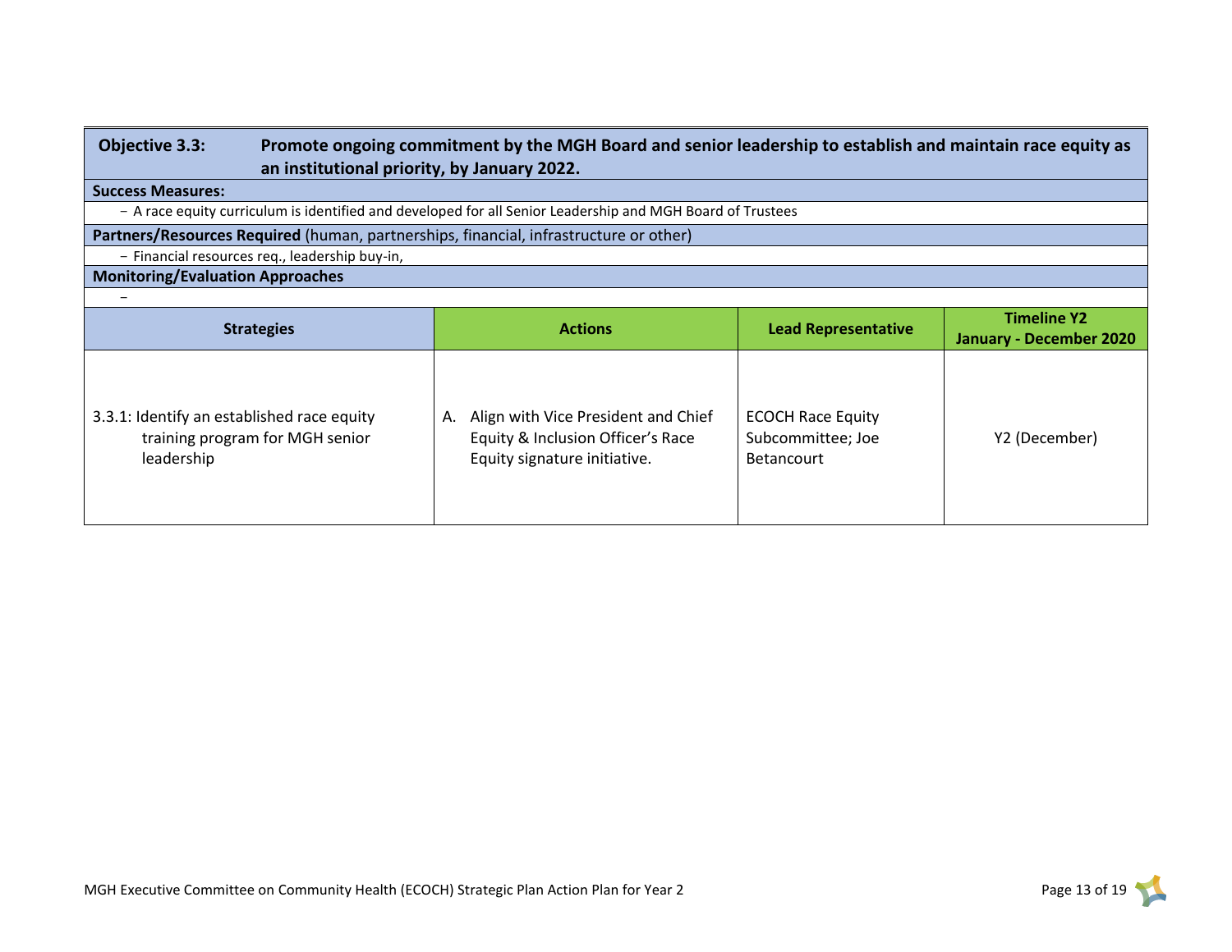**Objective 3.3:** **Promote ongoing commitment by the MGH Board and senior leadership to establish and maintain race equity as an institutional priority, by January 2022.**

**Success Measures:**

- A race equity curriculum is identified and developed for all Senior Leadership and MGH Board of Trustees

**Partners/Resources Required** (human, partnerships, financial, infrastructure or other)

- Financial resources req., leadership buy-in,

**Monitoring/Evaluation Approaches**

-

| Strategies | Actions | Lead Representative | Timeline Y2 January - December 2020 |
|---|---|---|---|
| 3.3.1: Identify an established race equity training program for MGH senior leadership | A. Align with Vice President and Chief Equity & Inclusion Officer's Race Equity signature initiative. | ECOCH Race Equity Subcommittee; Joe Betancourt | Y2 (December) |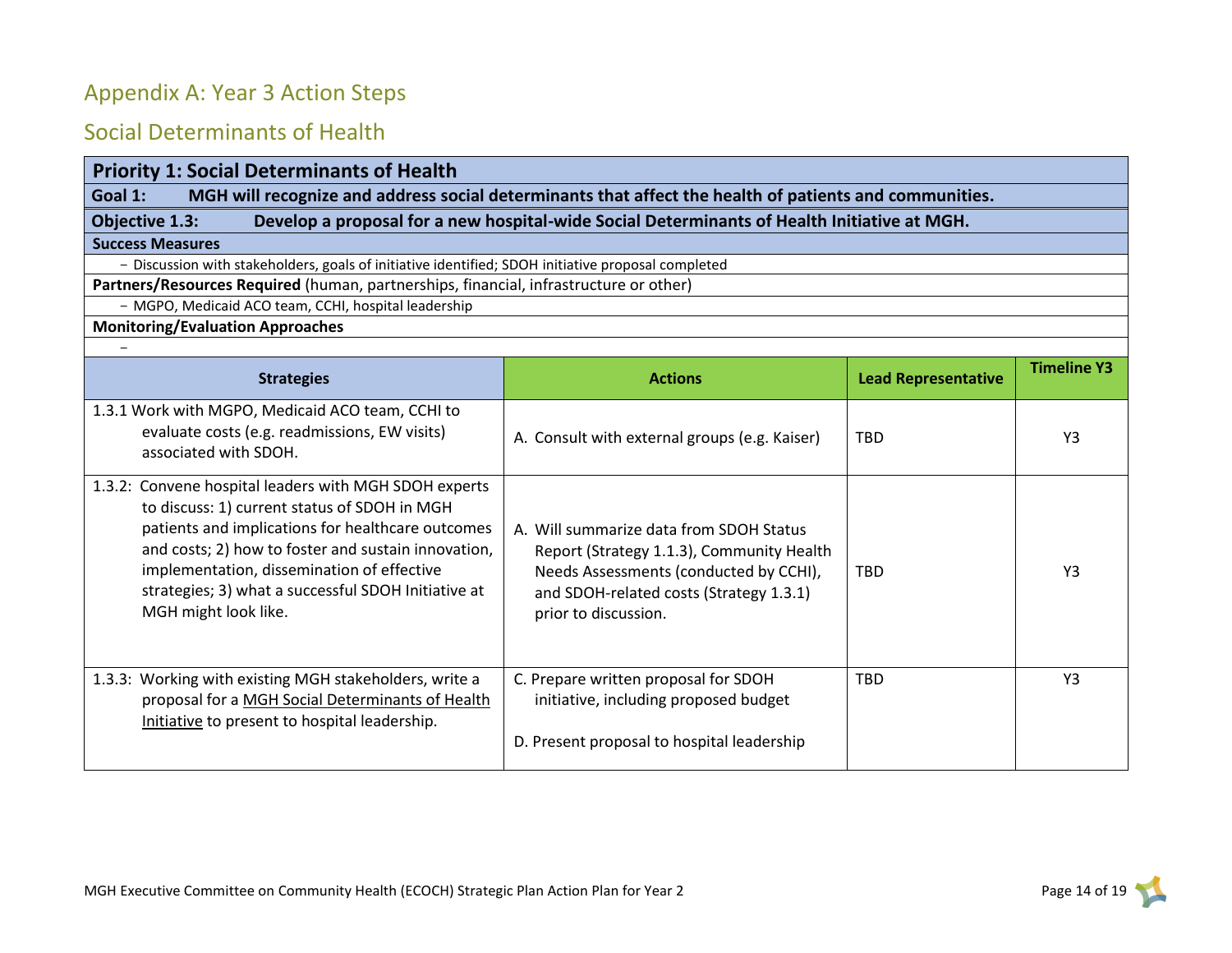## Appendix A: Year 3 Action Steps

## Social Determinants of Health

**Priority 1: Social Determinants of Health**

**Goal 1: MGH will recognize and address social determinants that affect the health of patients and communities.**

**Objective 1.3: Develop a proposal for a new hospital-wide Social Determinants of Health Initiative at MGH.**

**Success Measures**

- Discussion with stakeholders, goals of initiative identified; SDOH initiative proposal completed

**Partners/Resources Required** (human, partnerships, financial, infrastructure or other)

- MGPO, Medicaid ACO team, CCHI, hospital leadership

**Monitoring/Evaluation Approaches**

-

| Strategies | Actions | Lead Representative | Timeline Y3 |
|---|---|---|---|
| 1.3.1 Work with MGPO, Medicaid ACO team, CCHI to evaluate costs (e.g. readmissions, EW visits) associated with SDOH. | A. Consult with external groups (e.g. Kaiser) | TBD | Y3 |
| 1.3.2: Convene hospital leaders with MGH SDOH experts to discuss: 1) current status of SDOH in MGH patients and implications for healthcare outcomes and costs; 2) how to foster and sustain innovation, implementation, dissemination of effective strategies; 3) what a successful SDOH Initiative at MGH might look like. | A. Will summarize data from SDOH Status Report (Strategy 1.1.3), Community Health Needs Assessments (conducted by CCHI), and SDOH-related costs (Strategy 1.3.1) prior to discussion. | TBD | Y3 |
| 1.3.3: Working with existing MGH stakeholders, write a proposal for a <u>MGH Social Determinants of Health Initiative</u> to present to hospital leadership. | C. Prepare written proposal for SDOH initiative, including proposed budget<br><br>D. Present proposal to hospital leadership | TBD | Y3 |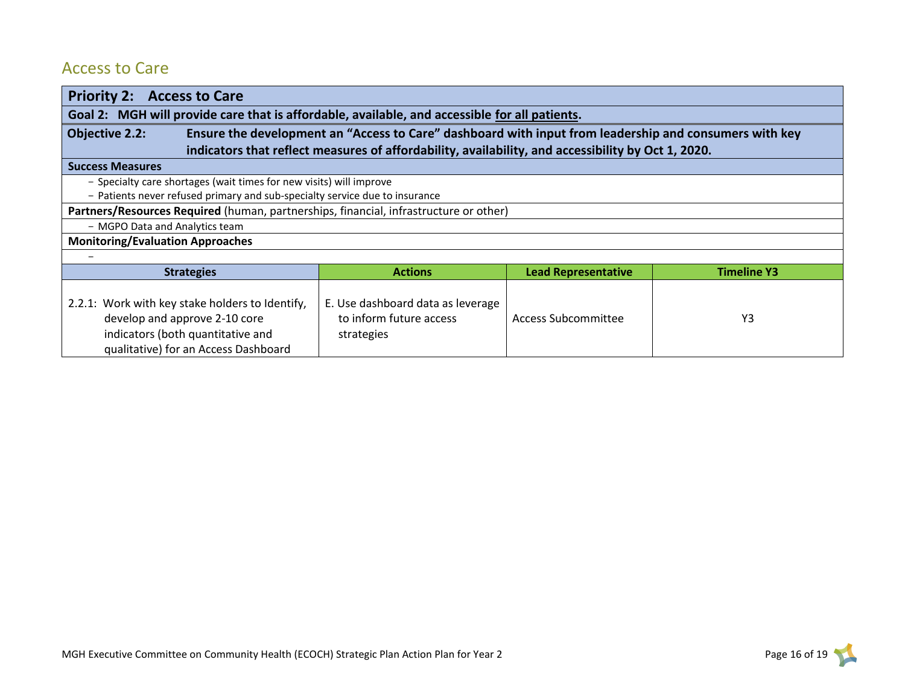## Access to Care

**Priority 2: Access to Care**

**Goal 2: MGH will provide care that is affordable, available, and accessible for all patients.**

**Objective 2.2:** **Ensure the development an "Access to Care" dashboard with input from leadership and consumers with key indicators that reflect measures of affordability, availability, and accessibility by Oct 1, 2020.**

**Success Measures**

- Specialty care shortages (wait times for new visits) will improve
- Patients never refused primary and sub-specialty service due to insurance

**Partners/Resources Required** (human, partnerships, financial, infrastructure or other)

- MGPO Data and Analytics team

**Monitoring/Evaluation Approaches**

-

| Strategies | Actions | Lead Representative | Timeline Y3 |
| --- | --- | --- | --- |
| 2.2.1: Work with key stake holders to Identify, develop and approve 2-10 core indicators (both quantitative and qualitative) for an Access Dashboard | E. Use dashboard data as leverage to inform future access strategies | Access Subcommittee | Y3 |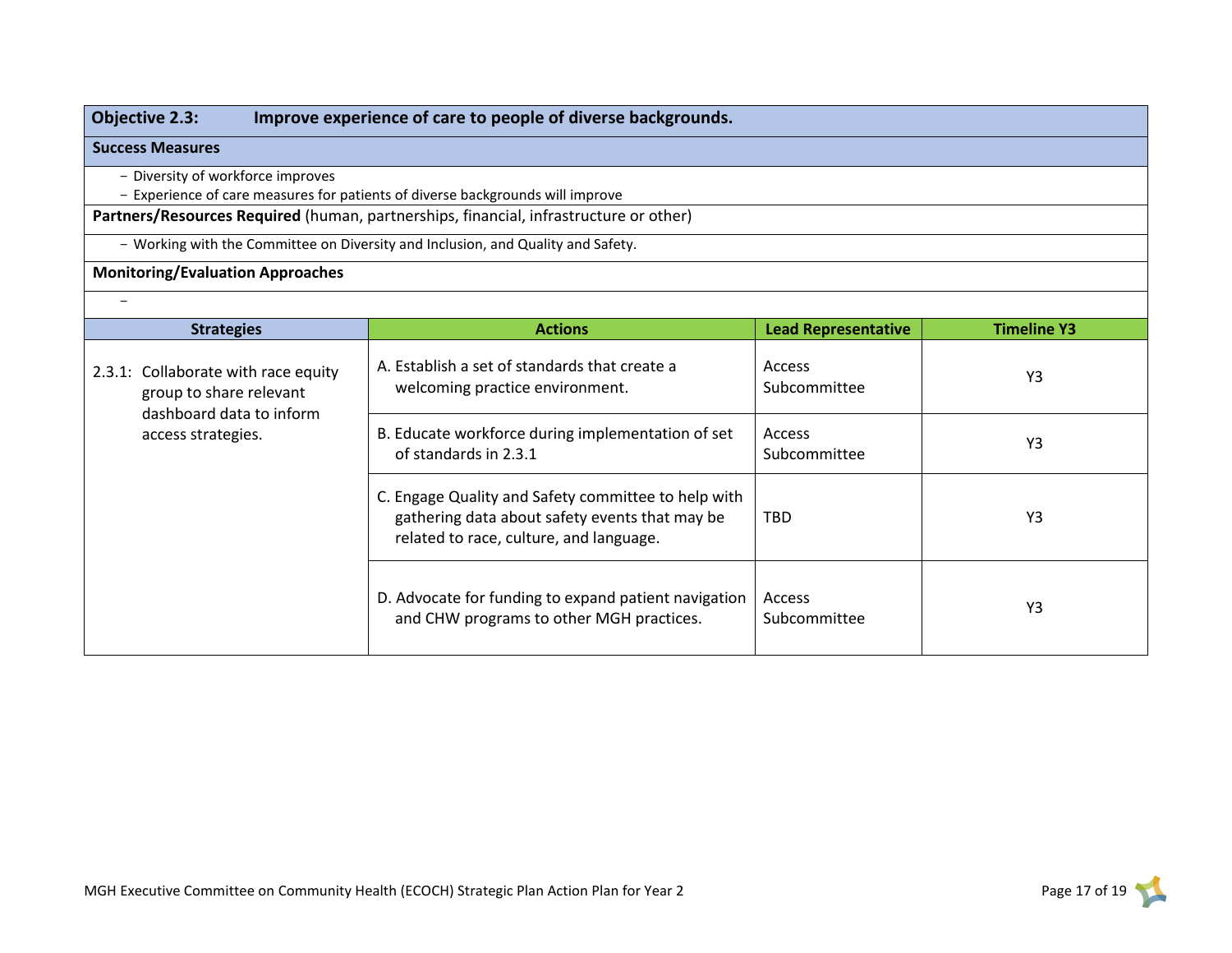**Objective 2.3:** **Improve experience of care to people of diverse backgrounds.**

**Success Measures**

- Diversity of workforce improves
- Experience of care measures for patients of diverse backgrounds will improve

**Partners/Resources Required** (human, partnerships, financial, infrastructure or other)

- Working with the Committee on Diversity and Inclusion, and Quality and Safety.

**Monitoring/Evaluation Approaches**

-

| Strategies | Actions | Lead Representative | Timeline Y3 |
|---|---|---|---|
| 2.3.1: Collaborate with race equity group to share relevant dashboard data to inform access strategies. | A. Establish a set of standards that create a welcoming practice environment. | Access Subcommittee | Y3 |
| | B. Educate workforce during implementation of set of standards in 2.3.1 | Access Subcommittee | Y3 |
| | C. Engage Quality and Safety committee to help with gathering data about safety events that may be related to race, culture, and language. | TBD | Y3 |
| | D. Advocate for funding to expand patient navigation and CHW programs to other MGH practices. | Access Subcommittee | Y3 |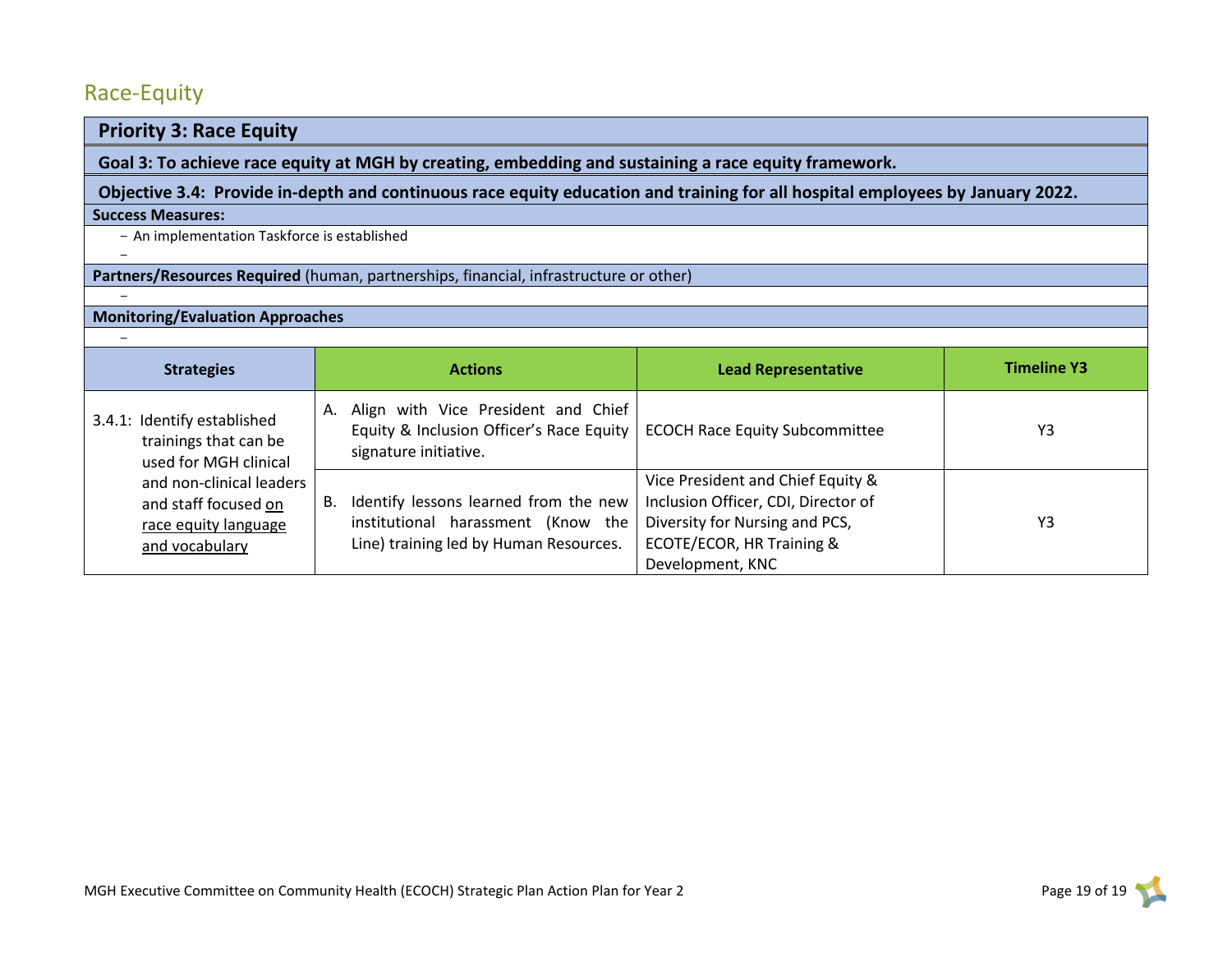## Race-Equity

**Priority 3: Race Equity**

**Goal 3: To achieve race equity at MGH by creating, embedding and sustaining a race equity framework.**

**Objective 3.4: Provide in-depth and continuous race equity education and training for all hospital employees by January 2022.**

**Success Measures:**

- An implementation Taskforce is established
-

**Partners/Resources Required** (human, partnerships, financial, infrastructure or other)

-

**Monitoring/Evaluation Approaches**

-

| Strategies | Actions | Lead Representative | Timeline Y3 |
|---|---|---|---|
| 3.4.1: Identify established trainings that can be used for MGH clinical and non-clinical leaders and staff focused on race equity language and vocabulary | A. Align with Vice President and Chief Equity & Inclusion Officer's Race Equity signature initiative. | ECOCH Race Equity Subcommittee | Y3 |
| | B. Identify lessons learned from the new institutional harassment (Know the Line) training led by Human Resources. | Vice President and Chief Equity & Inclusion Officer, CDI, Director of Diversity for Nursing and PCS, ECOTE/ECOR, HR Training & Development, KNC | Y3 |